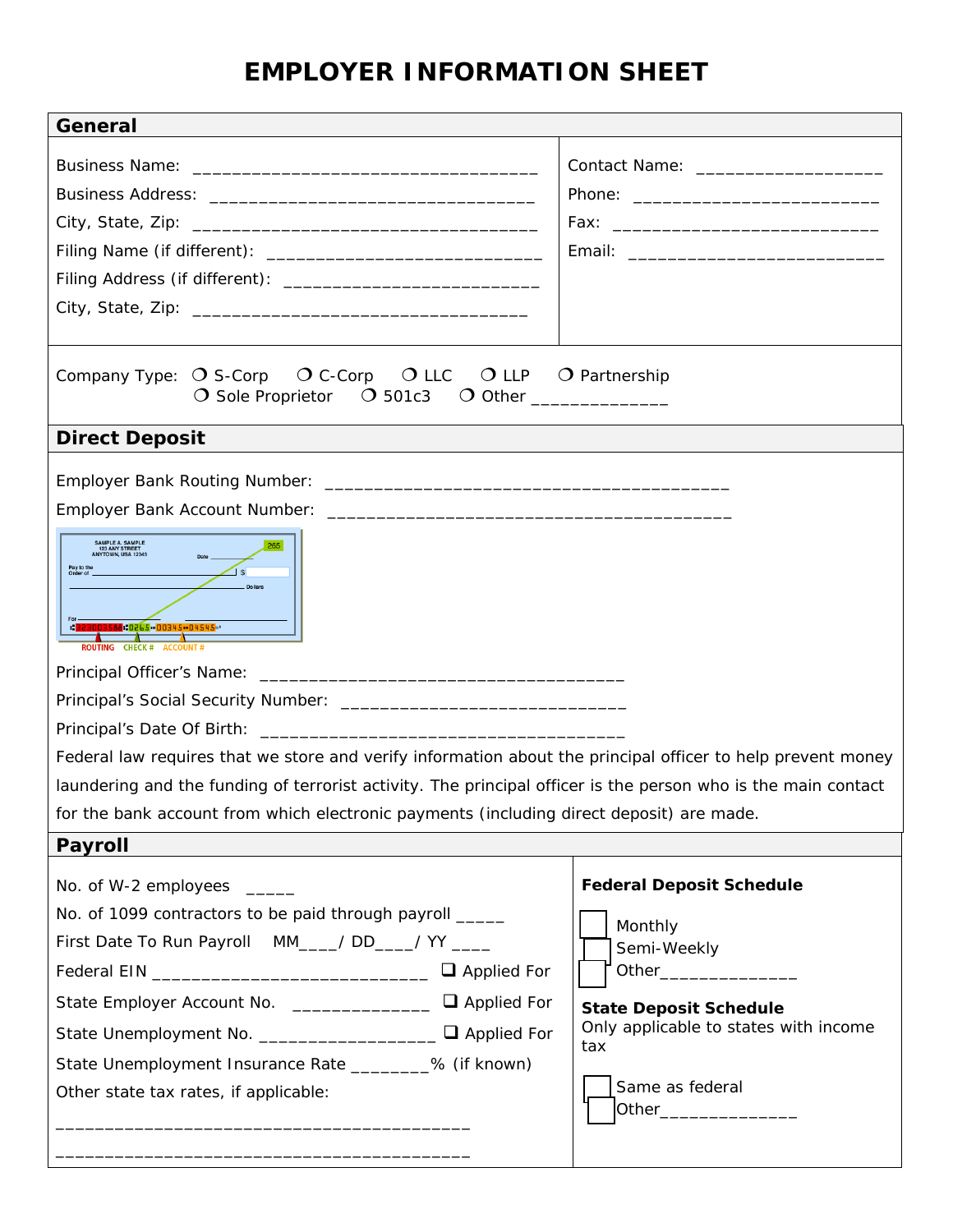# EMPLOYER INFORMATION SHEET

## General

Business Name: ___________________________________

Business Address: _________________________________

City, State, Zip: ___________________________________

Filing Name (if different): ___________________________

Filing Address (if different): _________________________

City, State, Zip: __________________________________

Contact Name: __________________

Phone: ________________________

Fax: __________________________

Email: ________________________

Company Type: ❍ S-Corp ❍ C-Corp ❍ LLC ❍ LLP ❍ Partnership ❍ Sole Proprietor ❍ 501c3 ❍ Other _____________

## Direct Deposit

Employer Bank Routing Number: _________________________________________

Employer Bank Account Number: _________________________________________

Principal Officer's Name: _____________________________________

Principal's Social Security Number: ____________________________

Principal's Date Of Birth: _____________________________________

Federal law requires that we store and verify information about the principal officer to help prevent money laundering and the funding of terrorist activity. The principal officer is the person who is the main contact for the bank account from which electronic payments (including direct deposit) are made.

## Payroll

No. of W-2 employees _____

No. of 1099 contractors to be paid through payroll _____

First Date To Run Payroll MM____/ DD____/ YY ____

Federal EIN ____________________________ ❑ Applied For

State Employer Account No. ______________ ❑ Applied For

State Unemployment No. __________________ ❑ Applied For

State Unemployment Insurance Rate ________% (if known)

Other state tax rates, if applicable:

__________________________________________

__________________________________________

**Federal Deposit Schedule**

☐ Monthly
☐ Semi-Weekly
☐ Other______________

**State Deposit Schedule**
Only applicable to states with income tax

☐ Same as federal
☐ Other______________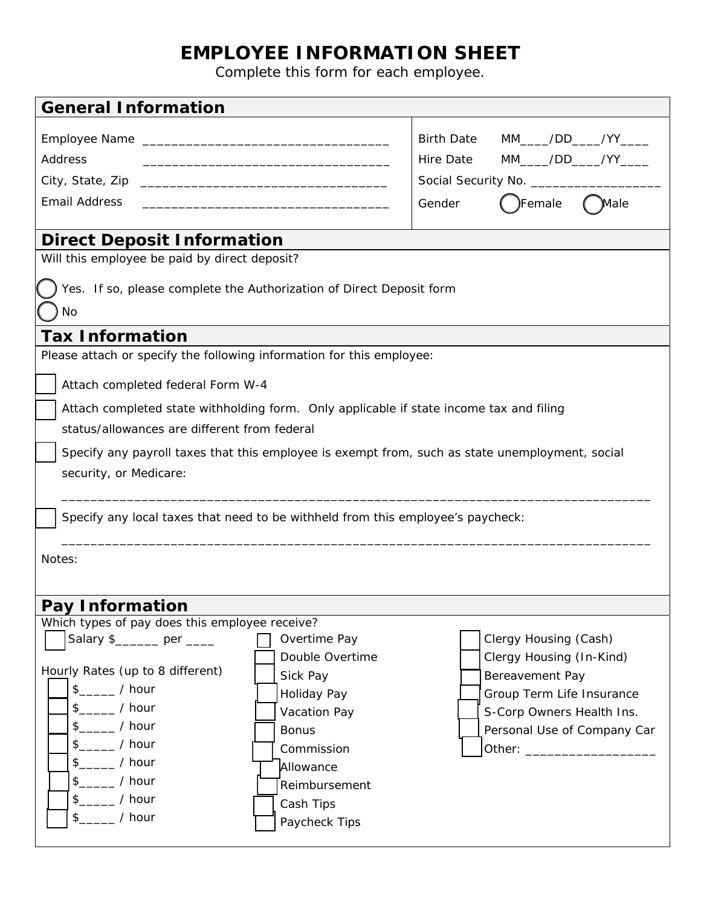# EMPLOYEE INFORMATION SHEET

Complete this form for each employee.

## General Information

Employee Name ___________________________________

Address ___________________________________

City, State, Zip ___________________________________

Email Address ___________________________________

Birth Date MM____/DD____/YY____

Hire Date MM____/DD____/YY____

Social Security No. __________________

Gender ◯ Female ◯ Male

## Direct Deposit Information

Will this employee be paid by direct deposit?

◯ Yes. If so, please complete the Authorization of Direct Deposit form

◯ No

## Tax Information

Please attach or specify the following information for this employee:

☐ Attach completed federal Form W-4

☐ Attach completed state withholding form. Only applicable if state income tax and filing status/allowances are different from federal

☐ Specify any payroll taxes that this employee is exempt from, such as state unemployment, social security, or Medicare:

_________________________________________________________________________________

☐ Specify any local taxes that need to be withheld from this employee's paycheck:

_________________________________________________________________________________

Notes:

## Pay Information

Which types of pay does this employee receive?

☐ Salary $______ per ____

Hourly Rates (up to 8 different)

☐ $_____ / hour
☐ $_____ / hour
☐ $_____ / hour
☐ $_____ / hour
☐ $_____ / hour
☐ $_____ / hour
☐ $_____ / hour
☐ $_____ / hour

☐ Overtime Pay
☐ Double Overtime
☐ Sick Pay
☐ Holiday Pay
☐ Vacation Pay
☐ Bonus
☐ Commission
☐ Allowance
☐ Reimbursement
☐ Cash Tips
☐ Paycheck Tips

☐ Clergy Housing (Cash)
☐ Clergy Housing (In-Kind)
☐ Bereavement Pay
☐ Group Term Life Insurance
☐ S-Corp Owners Health Ins.
☐ Personal Use of Company Car
☐ Other: __________________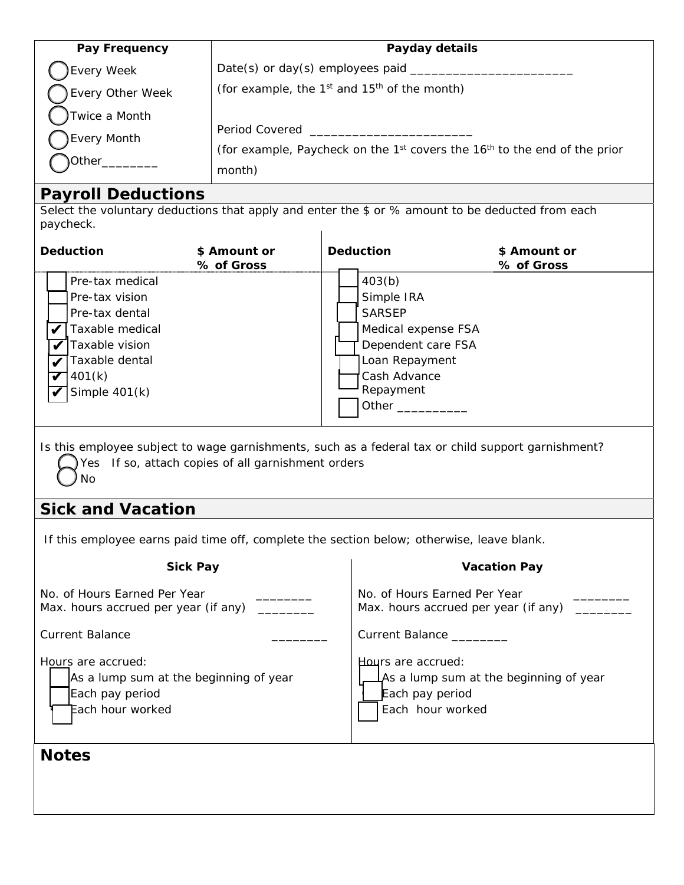| Pay Frequency | Payday details |
| --- | --- |
| ◯ Every Week<br>◯ Every Other Week<br>◯ Twice a Month<br>◯ Every Month<br>◯ Other________ | Date(s) or day(s) employees paid ________________________<br>(for example, the 1st and 15th of the month)<br><br>Period Covered ________________________<br>(for example, Paycheck on the 1st covers the 16th to the end of the prior month) |

## Payroll Deductions

Select the voluntary deductions that apply and enter the $ or % amount to be deducted from each paycheck.

| Deduction | $ Amount or % of Gross | Deduction | $ Amount or % of Gross |
| --- | --- | --- | --- |
| ☐ Pre-tax medical | | ☐ 403(b) | |
| ☐ Pre-tax vision | | ☐ Simple IRA | |
| ☐ Pre-tax dental | | ☐ SARSEP | |
| ☑ Taxable medical | | ☐ Medical expense FSA | |
| ☑ Taxable vision | | ☐ Dependent care FSA | |
| ☑ Taxable dental | | ☐ Loan Repayment | |
| ☑ 401(k) | | ☐ Cash Advance Repayment | |
| ☑ Simple 401(k) | | ☐ Other __________ | |

Is this employee subject to wage garnishments, such as a federal tax or child support garnishment?

◯ Yes If so, attach copies of all garnishment orders
◯ No

## Sick and Vacation

If this employee earns paid time off, complete the section below; otherwise, leave blank.

| Sick Pay | Vacation Pay |
| --- | --- |
| No. of Hours Earned Per Year ________ | No. of Hours Earned Per Year ________ |
| Max. hours accrued per year (if any) ________ | Max. hours accrued per year (if any) ________ |
| Current Balance ________ | Current Balance ________ |
| Hours are accrued:<br>☐ As a lump sum at the beginning of year<br>☐ Each pay period<br>☐ Each hour worked | Hours are accrued:<br>☐ As a lump sum at the beginning of year<br>☐ Each pay period<br>☐ Each hour worked |

## Notes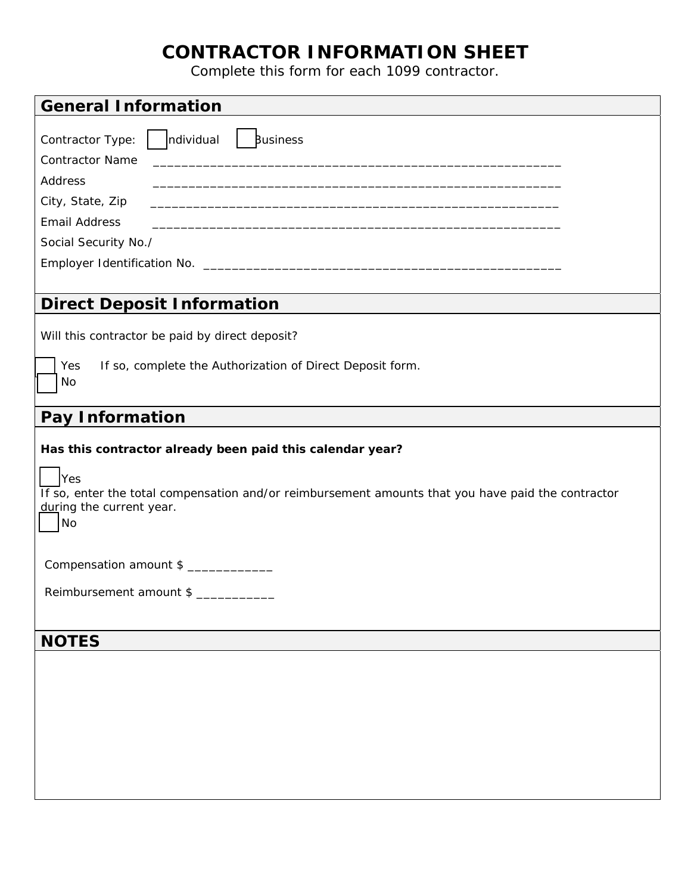# CONTRACTOR INFORMATION SHEET

Complete this form for each 1099 contractor.

## General Information

Contractor Type: ☐ Individual ☐ Business

Contractor Name ___________________________________________________________

Address ___________________________________________________________

City, State, Zip ___________________________________________________________

Email Address ___________________________________________________________

Social Security No./

Employer Identification No. _________________________________________________

## Direct Deposit Information

Will this contractor be paid by direct deposit?

☐ Yes If so, complete the Authorization of Direct Deposit form.

☐ No

## Pay Information

**Has this contractor already been paid this calendar year?**

☐ Yes

If so, enter the total compensation and/or reimbursement amounts that you have paid the contractor during the current year.

☐ No

Compensation amount $ ____________

Reimbursement amount $ ___________

## NOTES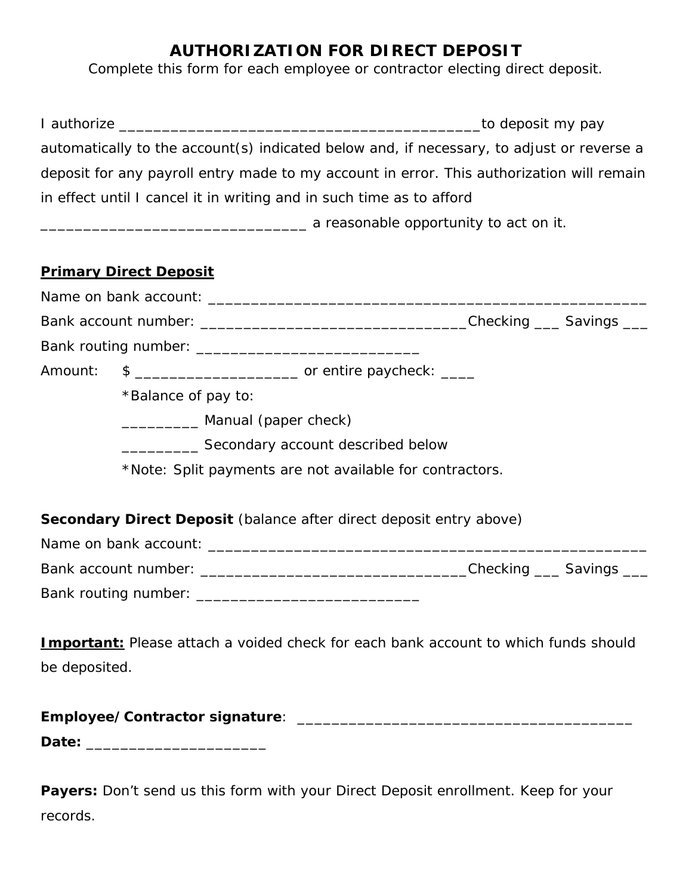# AUTHORIZATION FOR DIRECT DEPOSIT

Complete this form for each employee or contractor electing direct deposit.

I authorize ___________________________________________to deposit my pay automatically to the account(s) indicated below and, if necessary, to adjust or reverse a deposit for any payroll entry made to my account in error. This authorization will remain in effect until I cancel it in writing and in such time as to afford _______________________________ a reasonable opportunity to act on it.

**<u>Primary Direct Deposit</u>**

Name on bank account: ______________________________________________________

Bank account number: _______________________________Checking ___ Savings ___

Bank routing number: __________________________

Amount: $ ___________________ or entire paycheck: ____

*Balance of pay to:

_________ Manual (paper check)

_________ Secondary account described below

*Note: Split payments are not available for contractors.

**Secondary Direct Deposit** (balance after direct deposit entry above)

Name on bank account: ______________________________________________________

Bank account number: _______________________________Checking ___ Savings ___

Bank routing number: __________________________

**<u>Important:</u>** Please attach a voided check for each bank account to which funds should be deposited.

**Employee/Contractor signature**: _______________________________________

**Date:** _____________________

**Payers:** Don't send us this form with your Direct Deposit enrollment. Keep for your records.